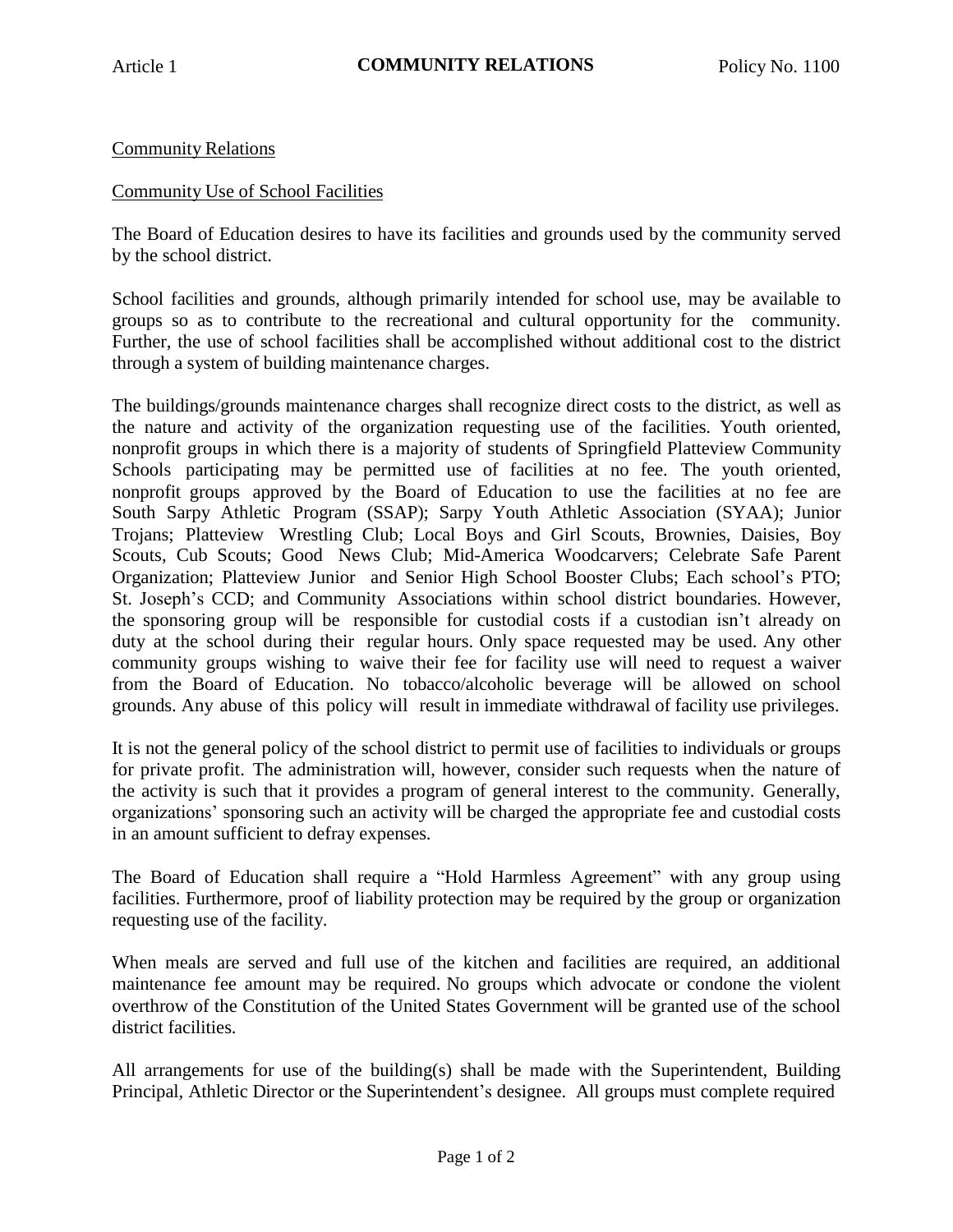Article 1 **COMMUNITY RELATIONS** Policy No. 1100

Community Relations

Community Use of School Facilities

The Board of Education desires to have its facilities and grounds used by the community served by the school district.

School facilities and grounds, although primarily intended for school use, may be available to groups so as to contribute to the recreational and cultural opportunity for the community. Further, the use of school facilities shall be accomplished without additional cost to the district through a system of building maintenance charges.

The buildings/grounds maintenance charges shall recognize direct costs to the district, as well as the nature and activity of the organization requesting use of the facilities. Youth oriented, nonprofit groups in which there is a majority of students of Springfield Platteview Community Schools participating may be permitted use of facilities at no fee. The youth oriented, nonprofit groups approved by the Board of Education to use the facilities at no fee are South Sarpy Athletic Program (SSAP); Sarpy Youth Athletic Association (SYAA); Junior Trojans; Platteview Wrestling Club; Local Boys and Girl Scouts, Brownies, Daisies, Boy Scouts, Cub Scouts; Good News Club; Mid-America Woodcarvers; Celebrate Safe Parent Organization; Platteview Junior and Senior High School Booster Clubs; Each school's PTO; St. Joseph's CCD; and Community Associations within school district boundaries. However, the sponsoring group will be responsible for custodial costs if a custodian isn't already on duty at the school during their regular hours. Only space requested may be used. Any other community groups wishing to waive their fee for facility use will need to request a waiver from the Board of Education. No tobacco/alcoholic beverage will be allowed on school grounds. Any abuse of this policy will result in immediate withdrawal of facility use privileges.

It is not the general policy of the school district to permit use of facilities to individuals or groups for private profit. The administration will, however, consider such requests when the nature of the activity is such that it provides a program of general interest to the community. Generally, organizations' sponsoring such an activity will be charged the appropriate fee and custodial costs in an amount sufficient to defray expenses.

The Board of Education shall require a "Hold Harmless Agreement" with any group using facilities. Furthermore, proof of liability protection may be required by the group or organization requesting use of the facility.

When meals are served and full use of the kitchen and facilities are required, an additional maintenance fee amount may be required. No groups which advocate or condone the violent overthrow of the Constitution of the United States Government will be granted use of the school district facilities.

All arrangements for use of the building(s) shall be made with the Superintendent, Building Principal, Athletic Director or the Superintendent's designee. All groups must complete required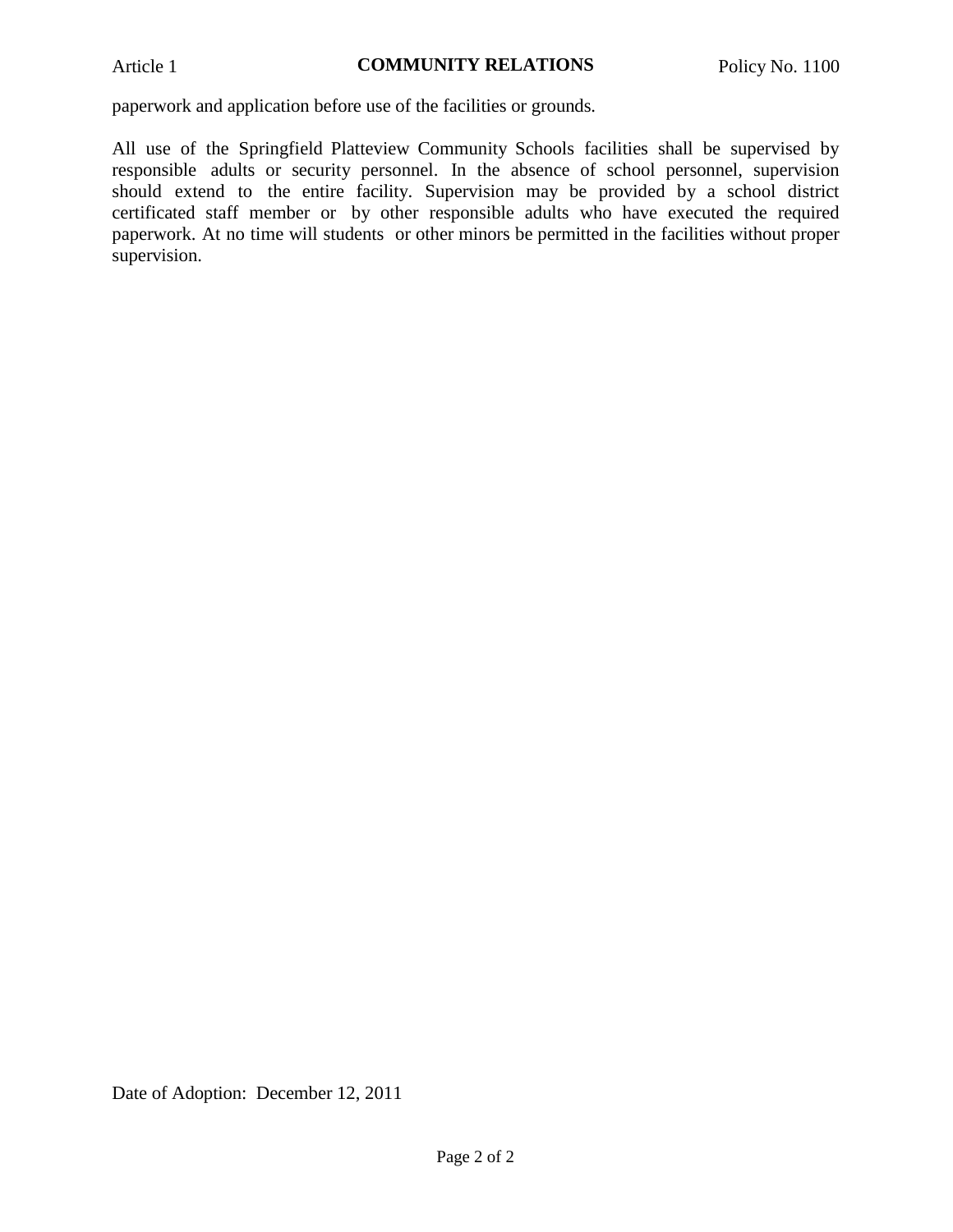paperwork and application before use of the facilities or grounds.

All use of the Springfield Platteview Community Schools facilities shall be supervised by responsible adults or security personnel. In the absence of school personnel, supervision should extend to the entire facility. Supervision may be provided by a school district certificated staff member or by other responsible adults who have executed the required paperwork. At no time will students or other minors be permitted in the facilities without proper supervision.

Date of Adoption: December 12, 2011